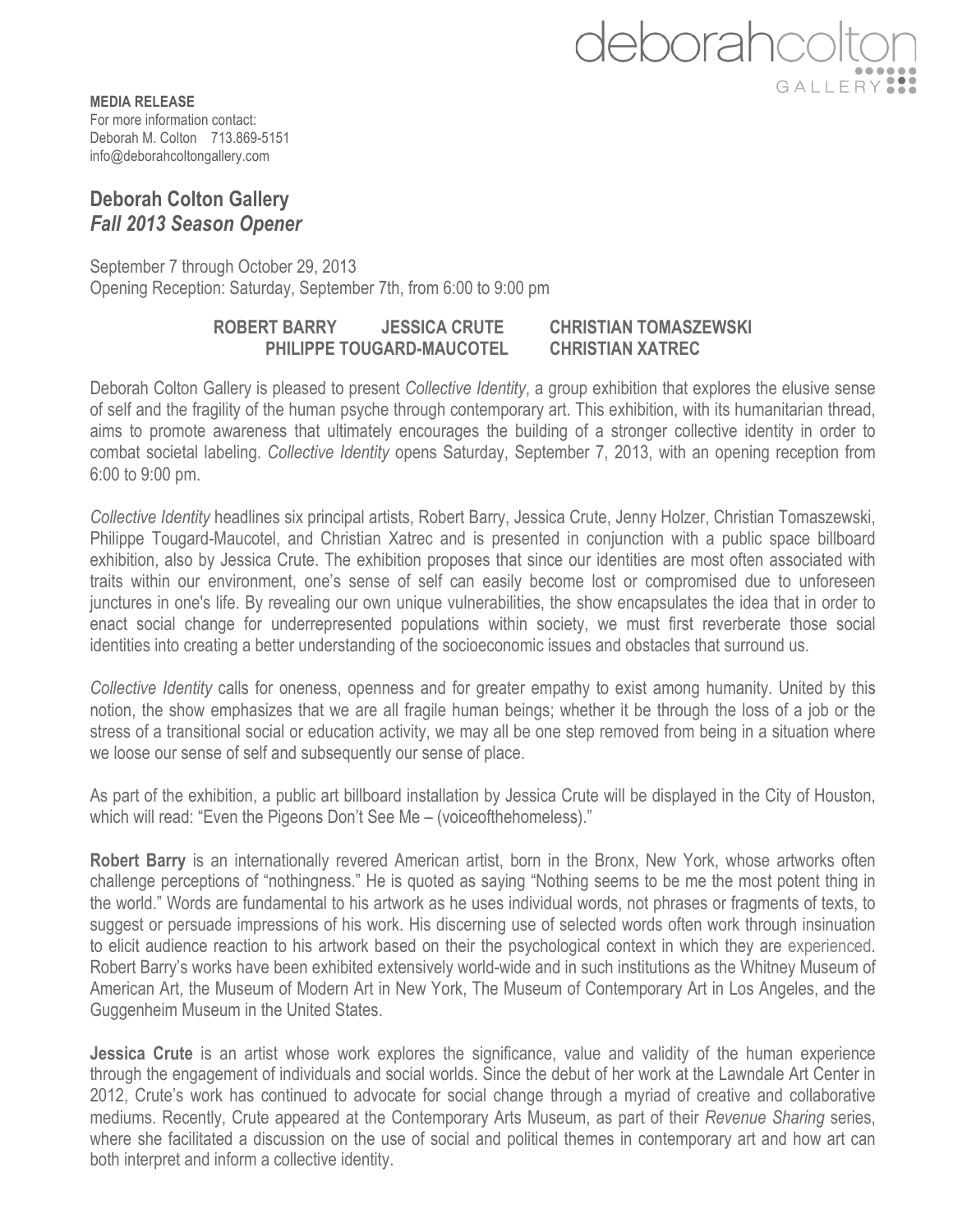deborahcolton GALLERY

**MEDIA RELEASE**
For more information contact:
Deborah M. Colton 713.869-5151
info@deborahcoltongallery.com

## Deborah Colton Gallery
## *Fall 2013 Season Opener*

September 7 through October 29, 2013
Opening Reception: Saturday, September 7th, from 6:00 to 9:00 pm

**ROBERT BARRY JESSICA CRUTE CHRISTIAN TOMASZEWSKI PHILIPPE TOUGARD-MAUCOTEL CHRISTIAN XATREC**

Deborah Colton Gallery is pleased to present *Collective Identity*, a group exhibition that explores the elusive sense of self and the fragility of the human psyche through contemporary art. This exhibition, with its humanitarian thread, aims to promote awareness that ultimately encourages the building of a stronger collective identity in order to combat societal labeling. *Collective Identity* opens Saturday, September 7, 2013, with an opening reception from 6:00 to 9:00 pm.

*Collective Identity* headlines six principal artists, Robert Barry, Jessica Crute, Jenny Holzer, Christian Tomaszewski, Philippe Tougard-Maucotel, and Christian Xatrec and is presented in conjunction with a public space billboard exhibition, also by Jessica Crute. The exhibition proposes that since our identities are most often associated with traits within our environment, one's sense of self can easily become lost or compromised due to unforeseen junctures in one's life. By revealing our own unique vulnerabilities, the show encapsulates the idea that in order to enact social change for underrepresented populations within society, we must first reverberate those social identities into creating a better understanding of the socioeconomic issues and obstacles that surround us.

*Collective Identity* calls for oneness, openness and for greater empathy to exist among humanity. United by this notion, the show emphasizes that we are all fragile human beings; whether it be through the loss of a job or the stress of a transitional social or education activity, we may all be one step removed from being in a situation where we loose our sense of self and subsequently our sense of place.

As part of the exhibition, a public art billboard installation by Jessica Crute will be displayed in the City of Houston, which will read: "Even the Pigeons Don't See Me – (voiceofthehomeless)."

**Robert Barry** is an internationally revered American artist, born in the Bronx, New York, whose artworks often challenge perceptions of "nothingness." He is quoted as saying "Nothing seems to be me the most potent thing in the world." Words are fundamental to his artwork as he uses individual words, not phrases or fragments of texts, to suggest or persuade impressions of his work. His discerning use of selected words often work through insinuation to elicit audience reaction to his artwork based on their the psychological context in which they are experienced. Robert Barry's works have been exhibited extensively world-wide and in such institutions as the Whitney Museum of American Art, the Museum of Modern Art in New York, The Museum of Contemporary Art in Los Angeles, and the Guggenheim Museum in the United States.

**Jessica Crute** is an artist whose work explores the significance, value and validity of the human experience through the engagement of individuals and social worlds. Since the debut of her work at the Lawndale Art Center in 2012, Crute's work has continued to advocate for social change through a myriad of creative and collaborative mediums. Recently, Crute appeared at the Contemporary Arts Museum, as part of their *Revenue Sharing* series, where she facilitated a discussion on the use of social and political themes in contemporary art and how art can both interpret and inform a collective identity.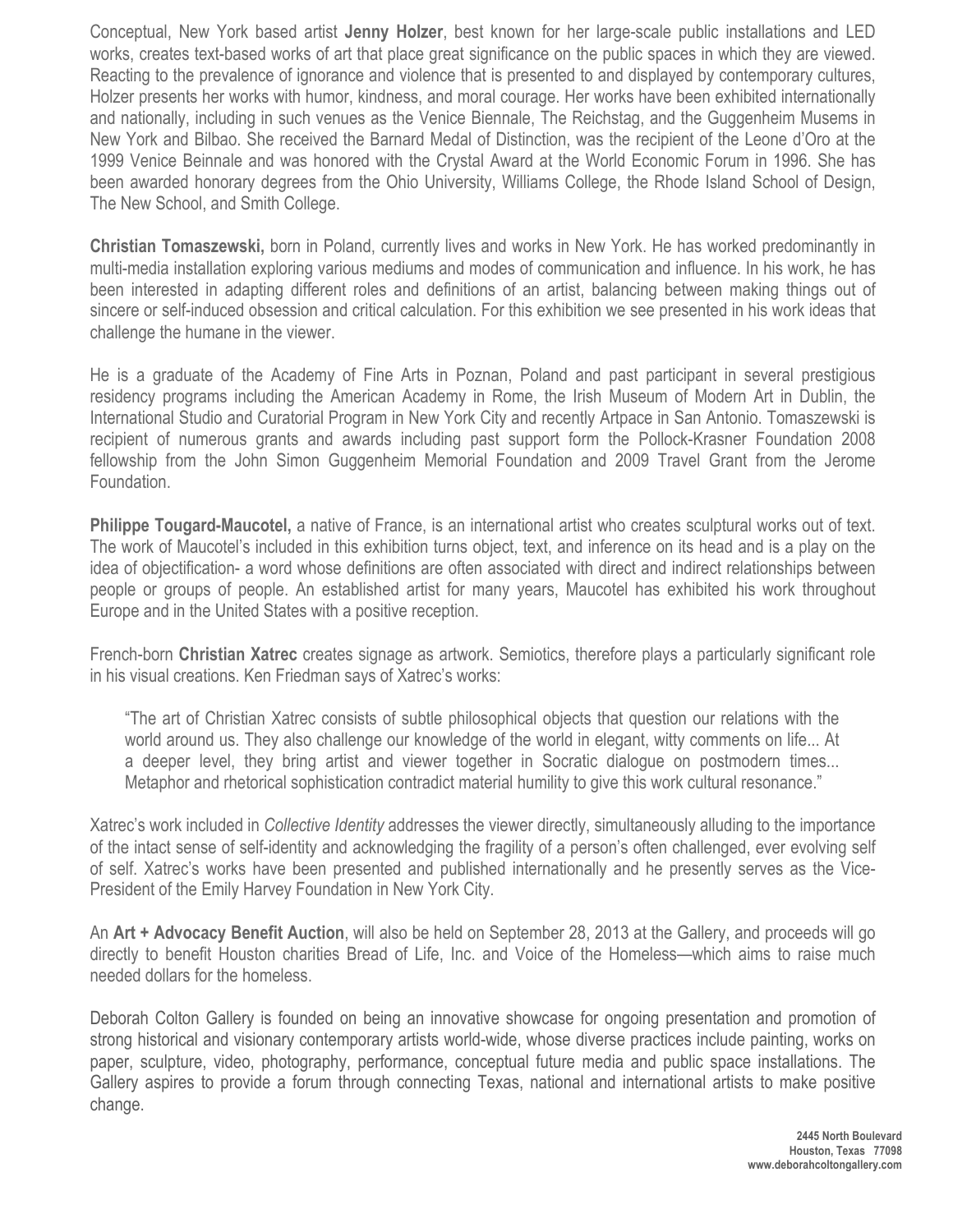Conceptual, New York based artist **Jenny Holzer**, best known for her large-scale public installations and LED works, creates text-based works of art that place great significance on the public spaces in which they are viewed. Reacting to the prevalence of ignorance and violence that is presented to and displayed by contemporary cultures, Holzer presents her works with humor, kindness, and moral courage. Her works have been exhibited internationally and nationally, including in such venues as the Venice Biennale, The Reichstag, and the Guggenheim Musems in New York and Bilbao. She received the Barnard Medal of Distinction, was the recipient of the Leone d'Oro at the 1999 Venice Beinnale and was honored with the Crystal Award at the World Economic Forum in 1996. She has been awarded honorary degrees from the Ohio University, Williams College, the Rhode Island School of Design, The New School, and Smith College.

**Christian Tomaszewski,** born in Poland, currently lives and works in New York. He has worked predominantly in multi-media installation exploring various mediums and modes of communication and influence. In his work, he has been interested in adapting different roles and definitions of an artist, balancing between making things out of sincere or self-induced obsession and critical calculation. For this exhibition we see presented in his work ideas that challenge the humane in the viewer.

He is a graduate of the Academy of Fine Arts in Poznan, Poland and past participant in several prestigious residency programs including the American Academy in Rome, the Irish Museum of Modern Art in Dublin, the International Studio and Curatorial Program in New York City and recently Artpace in San Antonio. Tomaszewski is recipient of numerous grants and awards including past support form the Pollock-Krasner Foundation 2008 fellowship from the John Simon Guggenheim Memorial Foundation and 2009 Travel Grant from the Jerome Foundation.

**Philippe Tougard-Maucotel,** a native of France, is an international artist who creates sculptural works out of text. The work of Maucotel's included in this exhibition turns object, text, and inference on its head and is a play on the idea of objectification- a word whose definitions are often associated with direct and indirect relationships between people or groups of people. An established artist for many years, Maucotel has exhibited his work throughout Europe and in the United States with a positive reception.

French-born **Christian Xatrec** creates signage as artwork. Semiotics, therefore plays a particularly significant role in his visual creations. Ken Friedman says of Xatrec's works:

> "The art of Christian Xatrec consists of subtle philosophical objects that question our relations with the world around us. They also challenge our knowledge of the world in elegant, witty comments on life... At a deeper level, they bring artist and viewer together in Socratic dialogue on postmodern times... Metaphor and rhetorical sophistication contradict material humility to give this work cultural resonance."

Xatrec's work included in *Collective Identity* addresses the viewer directly, simultaneously alluding to the importance of the intact sense of self-identity and acknowledging the fragility of a person's often challenged, ever evolving self of self. Xatrec's works have been presented and published internationally and he presently serves as the Vice-President of the Emily Harvey Foundation in New York City.

An **Art + Advocacy Benefit Auction**, will also be held on September 28, 2013 at the Gallery, and proceeds will go directly to benefit Houston charities Bread of Life, Inc. and Voice of the Homeless—which aims to raise much needed dollars for the homeless.

Deborah Colton Gallery is founded on being an innovative showcase for ongoing presentation and promotion of strong historical and visionary contemporary artists world-wide, whose diverse practices include painting, works on paper, sculpture, video, photography, performance, conceptual future media and public space installations. The Gallery aspires to provide a forum through connecting Texas, national and international artists to make positive change.

**2445 North Boulevard**
**Houston, Texas 77098**
**www.deborahcoltongallery.com**